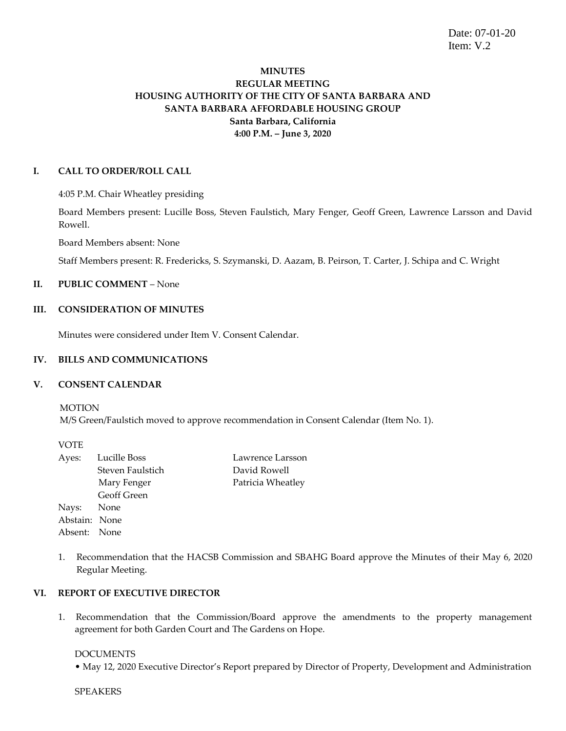Date: 07-01-20
Item: V.2

# MINUTES
## REGULAR MEETING
## HOUSING AUTHORITY OF THE CITY OF SANTA BARBARA AND SANTA BARBARA AFFORDABLE HOUSING GROUP
**Santa Barbara, California**
**4:00 P.M. – June 3, 2020**

### I. CALL TO ORDER/ROLL CALL

4:05 P.M. Chair Wheatley presiding

Board Members present: Lucille Boss, Steven Faulstich, Mary Fenger, Geoff Green, Lawrence Larsson and David Rowell.

Board Members absent: None

Staff Members present: R. Fredericks, S. Szymanski, D. Aazam, B. Peirson, T. Carter, J. Schipa and C. Wright

### II. PUBLIC COMMENT – None

### III. CONSIDERATION OF MINUTES

Minutes were considered under Item V. Consent Calendar.

### IV. BILLS AND COMMUNICATIONS

### V. CONSENT CALENDAR

MOTION
M/S Green/Faulstich moved to approve recommendation in Consent Calendar (Item No. 1).

VOTE

Ayes: Lucille Boss, Steven Faulstich, Mary Fenger, Geoff Green, Lawrence Larsson, David Rowell, Patricia Wheatley
Nays: None
Abstain: None
Absent: None

1. Recommendation that the HACSB Commission and SBAHG Board approve the Minutes of their May 6, 2020 Regular Meeting.

### VI. REPORT OF EXECUTIVE DIRECTOR

1. Recommendation that the Commission/Board approve the amendments to the property management agreement for both Garden Court and The Gardens on Hope.

   DOCUMENTS
   - May 12, 2020 Executive Director's Report prepared by Director of Property, Development and Administration

   SPEAKERS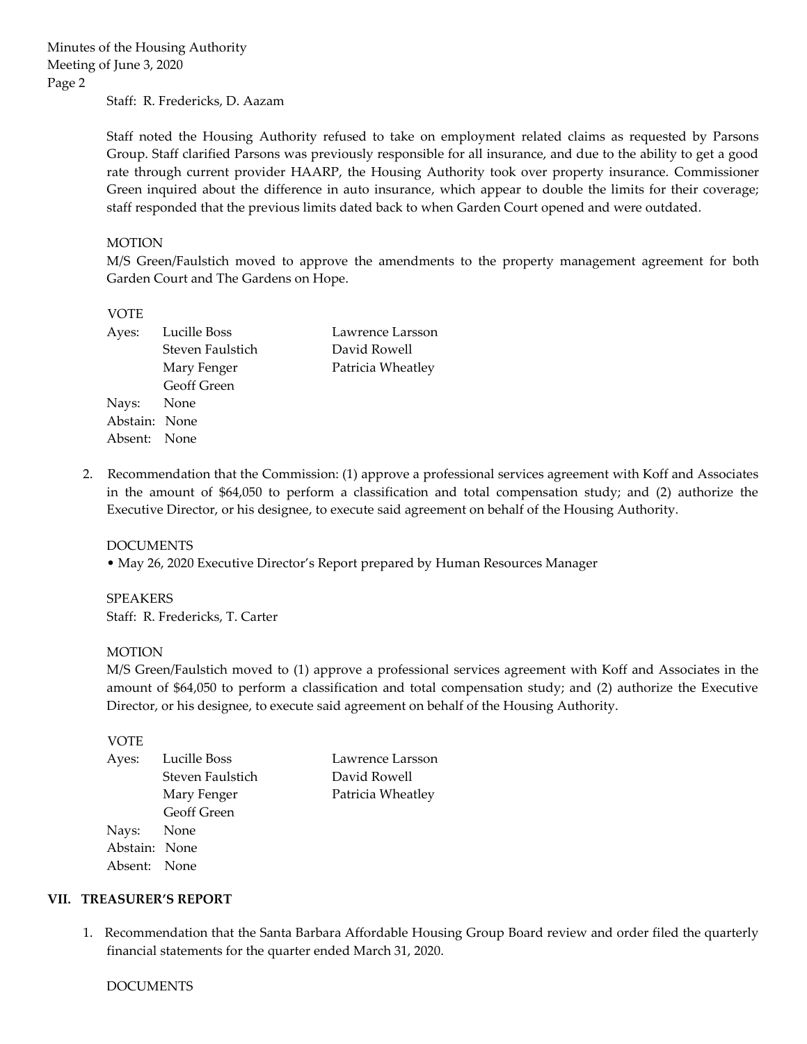Staff: R. Fredericks, D. Aazam

Staff noted the Housing Authority refused to take on employment related claims as requested by Parsons Group. Staff clarified Parsons was previously responsible for all insurance, and due to the ability to get a good rate through current provider HAARP, the Housing Authority took over property insurance. Commissioner Green inquired about the difference in auto insurance, which appear to double the limits for their coverage; staff responded that the previous limits dated back to when Garden Court opened and were outdated.

MOTION

M/S Green/Faulstich moved to approve the amendments to the property management agreement for both Garden Court and The Gardens on Hope.

VOTE

| | | |
|---|---|---|
| Ayes: | Lucille Boss | Lawrence Larsson |
| | Steven Faulstich | David Rowell |
| | Mary Fenger | Patricia Wheatley |
| | Geoff Green | |
| Nays: | None | |
| Abstain: | None | |
| Absent: | None | |

2. Recommendation that the Commission: (1) approve a professional services agreement with Koff and Associates in the amount of $64,050 to perform a classification and total compensation study; and (2) authorize the Executive Director, or his designee, to execute said agreement on behalf of the Housing Authority.

DOCUMENTS

- May 26, 2020 Executive Director's Report prepared by Human Resources Manager

SPEAKERS

Staff: R. Fredericks, T. Carter

MOTION

M/S Green/Faulstich moved to (1) approve a professional services agreement with Koff and Associates in the amount of $64,050 to perform a classification and total compensation study; and (2) authorize the Executive Director, or his designee, to execute said agreement on behalf of the Housing Authority.

VOTE

| | | |
|---|---|---|
| Ayes: | Lucille Boss | Lawrence Larsson |
| | Steven Faulstich | David Rowell |
| | Mary Fenger | Patricia Wheatley |
| | Geoff Green | |
| Nays: | None | |
| Abstain: | None | |
| Absent: | None | |

## VII. TREASURER'S REPORT

1. Recommendation that the Santa Barbara Affordable Housing Group Board review and order filed the quarterly financial statements for the quarter ended March 31, 2020.

DOCUMENTS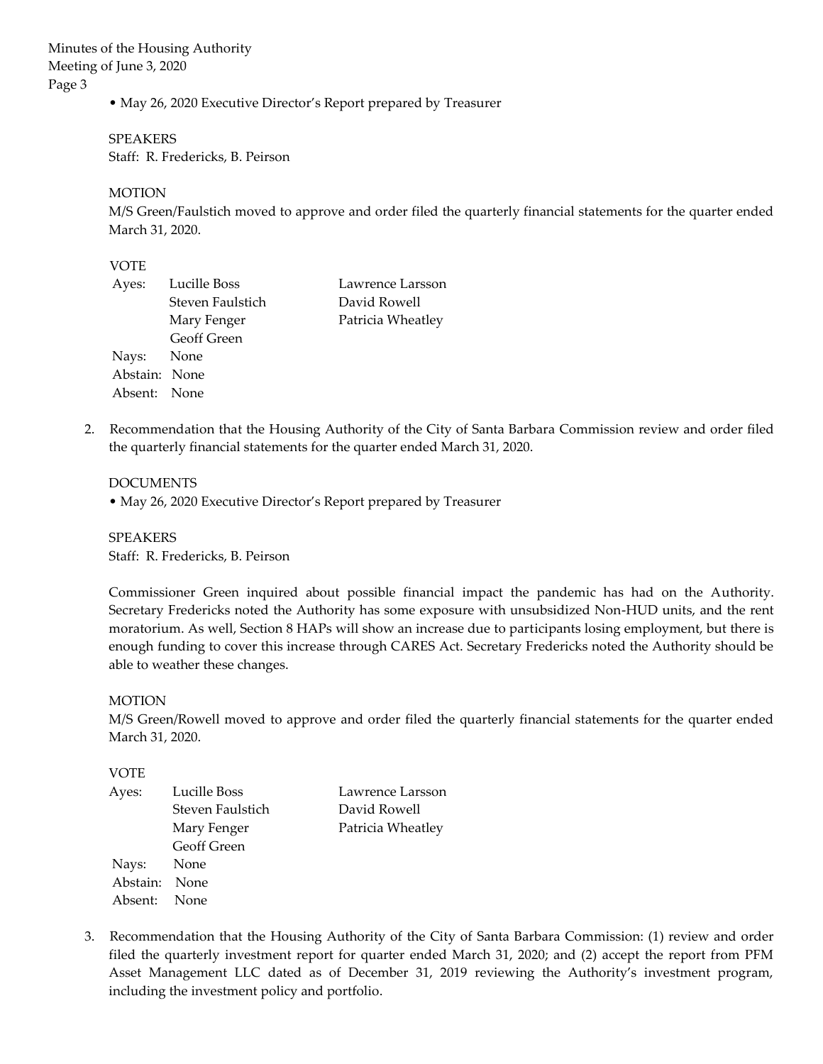• May 26, 2020 Executive Director's Report prepared by Treasurer

SPEAKERS
Staff: R. Fredericks, B. Peirson

MOTION
M/S Green/Faulstich moved to approve and order filed the quarterly financial statements for the quarter ended March 31, 2020.

VOTE

| | | |
|---|---|---|
| Ayes: | Lucille Boss | Lawrence Larsson |
| | Steven Faulstich | David Rowell |
| | Mary Fenger | Patricia Wheatley |
| | Geoff Green | |
| Nays: | None | |
| Abstain: | None | |
| Absent: | None | |

2. Recommendation that the Housing Authority of the City of Santa Barbara Commission review and order filed the quarterly financial statements for the quarter ended March 31, 2020.

   DOCUMENTS
   • May 26, 2020 Executive Director's Report prepared by Treasurer

   SPEAKERS
   Staff: R. Fredericks, B. Peirson

   Commissioner Green inquired about possible financial impact the pandemic has had on the Authority. Secretary Fredericks noted the Authority has some exposure with unsubsidized Non-HUD units, and the rent moratorium. As well, Section 8 HAPs will show an increase due to participants losing employment, but there is enough funding to cover this increase through CARES Act. Secretary Fredericks noted the Authority should be able to weather these changes.

   MOTION
   M/S Green/Rowell moved to approve and order filed the quarterly financial statements for the quarter ended March 31, 2020.

   VOTE

| | | |
|---|---|---|
| Ayes: | Lucille Boss | Lawrence Larsson |
| | Steven Faulstich | David Rowell |
| | Mary Fenger | Patricia Wheatley |
| | Geoff Green | |
| Nays: | None | |
| Abstain: | None | |
| Absent: | None | |

3. Recommendation that the Housing Authority of the City of Santa Barbara Commission: (1) review and order filed the quarterly investment report for quarter ended March 31, 2020; and (2) accept the report from PFM Asset Management LLC dated as of December 31, 2019 reviewing the Authority's investment program, including the investment policy and portfolio.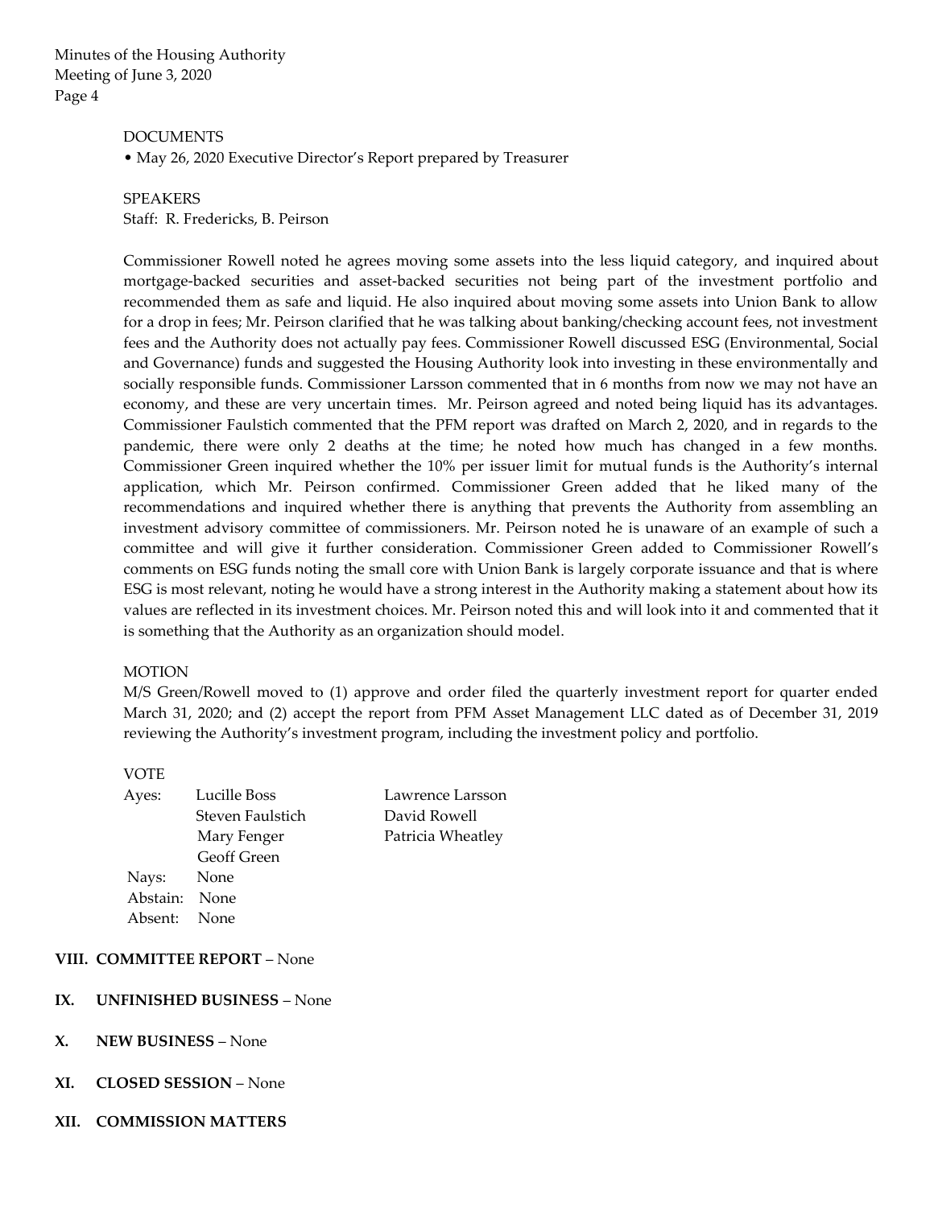DOCUMENTS

• May 26, 2020 Executive Director's Report prepared by Treasurer

SPEAKERS

Staff: R. Fredericks, B. Peirson

Commissioner Rowell noted he agrees moving some assets into the less liquid category, and inquired about mortgage-backed securities and asset-backed securities not being part of the investment portfolio and recommended them as safe and liquid. He also inquired about moving some assets into Union Bank to allow for a drop in fees; Mr. Peirson clarified that he was talking about banking/checking account fees, not investment fees and the Authority does not actually pay fees. Commissioner Rowell discussed ESG (Environmental, Social and Governance) funds and suggested the Housing Authority look into investing in these environmentally and socially responsible funds. Commissioner Larsson commented that in 6 months from now we may not have an economy, and these are very uncertain times. Mr. Peirson agreed and noted being liquid has its advantages. Commissioner Faulstich commented that the PFM report was drafted on March 2, 2020, and in regards to the pandemic, there were only 2 deaths at the time; he noted how much has changed in a few months. Commissioner Green inquired whether the 10% per issuer limit for mutual funds is the Authority's internal application, which Mr. Peirson confirmed. Commissioner Green added that he liked many of the recommendations and inquired whether there is anything that prevents the Authority from assembling an investment advisory committee of commissioners. Mr. Peirson noted he is unaware of an example of such a committee and will give it further consideration. Commissioner Green added to Commissioner Rowell's comments on ESG funds noting the small core with Union Bank is largely corporate issuance and that is where ESG is most relevant, noting he would have a strong interest in the Authority making a statement about how its values are reflected in its investment choices. Mr. Peirson noted this and will look into it and commented that it is something that the Authority as an organization should model.

MOTION

M/S Green/Rowell moved to (1) approve and order filed the quarterly investment report for quarter ended March 31, 2020; and (2) accept the report from PFM Asset Management LLC dated as of December 31, 2019 reviewing the Authority's investment program, including the investment policy and portfolio.

VOTE

| | | |
|---|---|---|
| Ayes: | Lucille Boss | Lawrence Larsson |
| | Steven Faulstich | David Rowell |
| | Mary Fenger | Patricia Wheatley |
| | Geoff Green | |
| Nays: | None | |
| Abstain: | None | |
| Absent: | None | |

## VIII. COMMITTEE REPORT – None

## IX. UNFINISHED BUSINESS – None

## X. NEW BUSINESS – None

## XI. CLOSED SESSION – None

## XII. COMMISSION MATTERS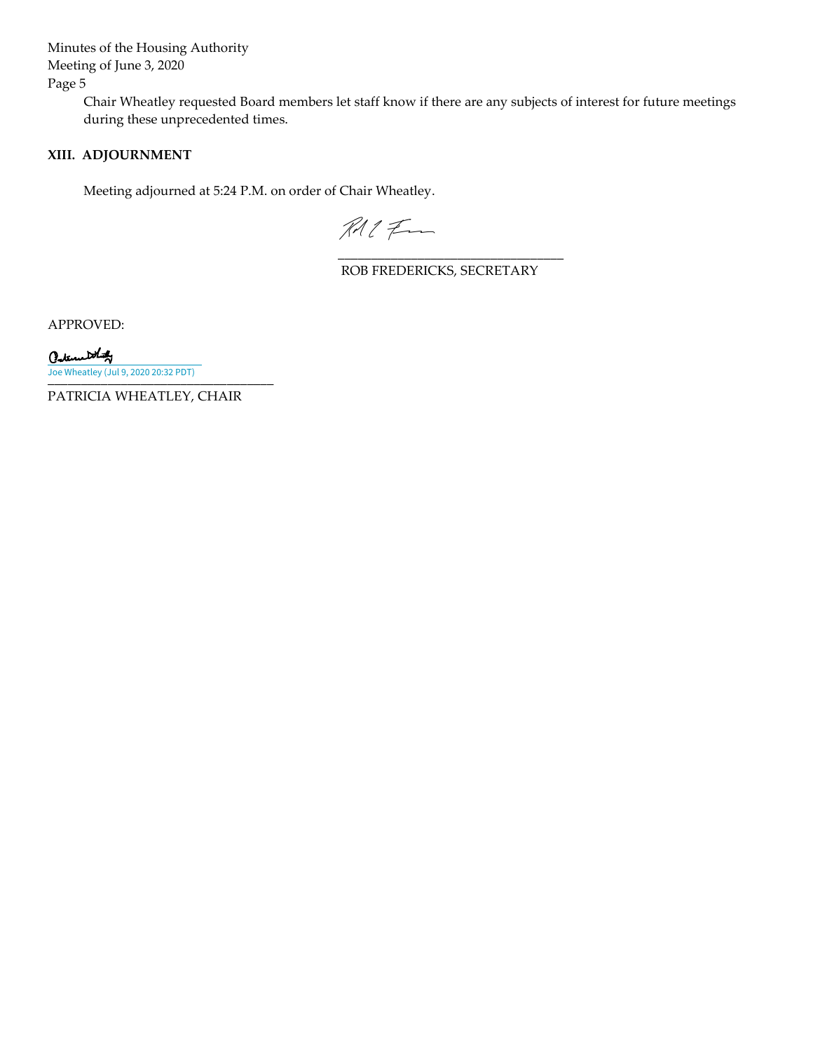Chair Wheatley requested Board members let staff know if there are any subjects of interest for future meetings during these unprecedented times.

## XIII. ADJOURNMENT

Meeting adjourned at 5:24 P.M. on order of Chair Wheatley.

\_\_\_\_\_\_\_\_\_\_\_\_\_\_\_\_\_\_\_\_\_\_\_\_\_\_\_\_\_\_\_\_\_\_\_\_
ROB FREDERICKS, SECRETARY

APPROVED:

Joe Wheatley (Jul 9, 2020 20:32 PDT)
\_\_\_\_\_\_\_\_\_\_\_\_\_\_\_\_\_\_\_\_\_\_\_\_\_\_\_\_\_\_\_\_\_\_\_\_
PATRICIA WHEATLEY, CHAIR